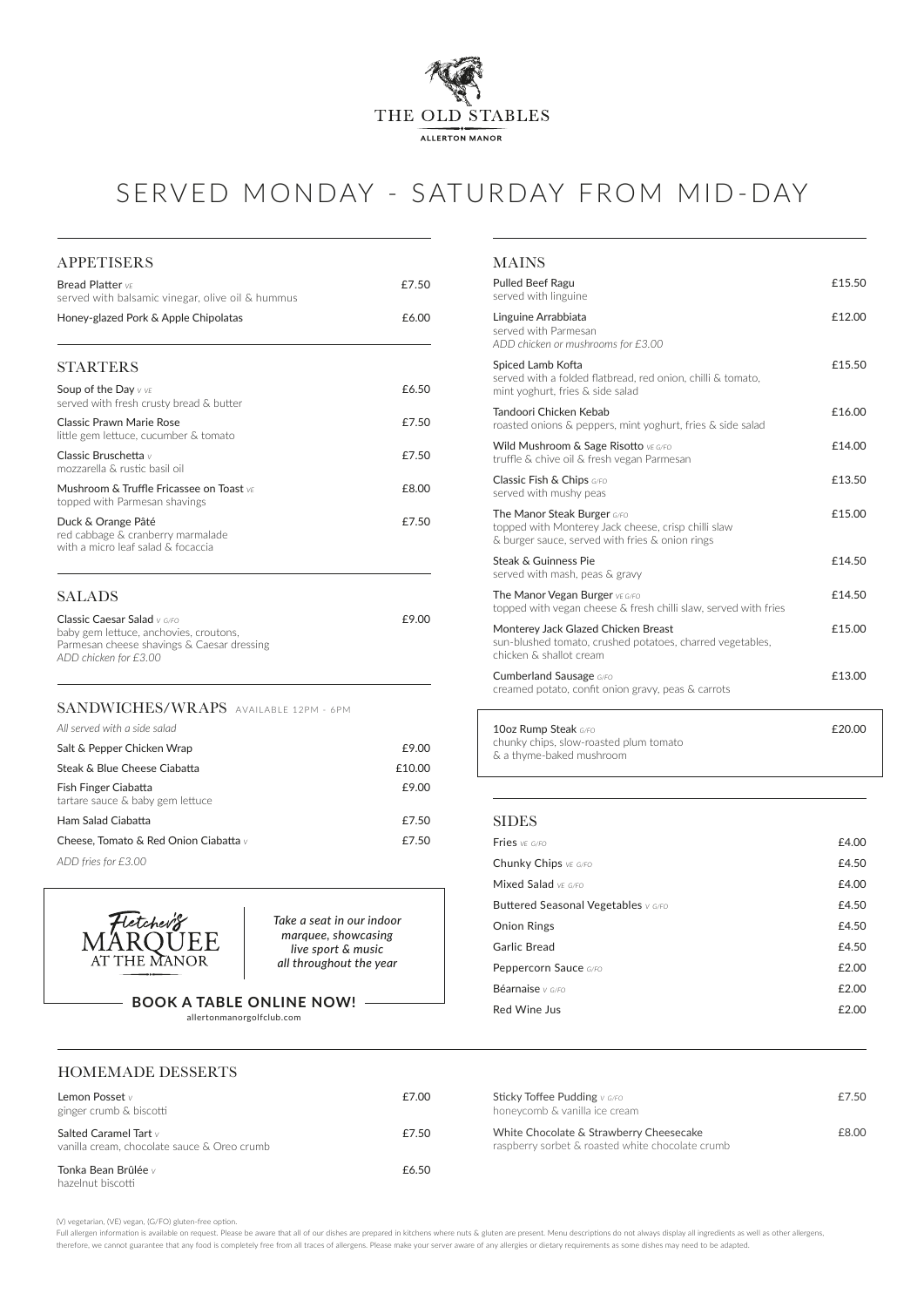THE OLD STABLES

ALLERTON MANOR

# SERVED MONDAY - SATURDAY FROM MID-DAY

## APPETISERS

| | |
|---|---|
| **Bread Platter** *VE*<br>served with balsamic vinegar, olive oil & hummus | £7.50 |
| Honey-glazed Pork & Apple Chipolatas | £6.00 |

## STARTERS

| | |
|---|---|
| **Soup of the Day** *V VE*<br>served with fresh crusty bread & butter | £6.50 |
| Classic Prawn Marie Rose<br>little gem lettuce, cucumber & tomato | £7.50 |
| Classic Bruschetta *V*<br>mozzarella & rustic basil oil | £7.50 |
| Mushroom & Truffle Fricassee on Toast *VE*<br>topped with Parmesan shavings | £8.00 |
| Duck & Orange Pâté<br>red cabbage & cranberry marmalade<br>with a micro leaf salad & focaccia | £7.50 |

## SALADS

| | |
|---|---|
| Classic Caesar Salad *V G/FO*<br>baby gem lettuce, anchovies, croutons,<br>Parmesan cheese shavings & Caesar dressing<br>*ADD chicken for £3.00* | £9.00 |

## SANDWICHES/WRAPS AVAILABLE 12PM - 6PM

*All served with a side salad*

| | |
|---|---|
| Salt & Pepper Chicken Wrap | £9.00 |
| Steak & Blue Cheese Ciabatta | £10.00 |
| Fish Finger Ciabatta<br>tartare sauce & baby gem lettuce | £9.00 |
| Ham Salad Ciabatta | £7.50 |
| Cheese, Tomato & Red Onion Ciabatta *V* | £7.50 |

*ADD fries for £3.00*

Fletcher's MARQUEE AT THE MANOR

*Take a seat in our indoor marquee, showcasing live sport & music all throughout the year*

**BOOK A TABLE ONLINE NOW!**

allertonmanorgolfclub.com

## MAINS

| | |
|---|---|
| Pulled Beef Ragu<br>served with linguine | £15.50 |
| Linguine Arrabbiata<br>served with Parmesan<br>*ADD chicken or mushrooms for £3.00* | £12.00 |
| Spiced Lamb Kofta<br>served with a folded flatbread, red onion, chilli & tomato,<br>mint yoghurt, fries & side salad | £15.50 |
| Tandoori Chicken Kebab<br>roasted onions & peppers, mint yoghurt, fries & side salad | £16.00 |
| Wild Mushroom & Sage Risotto *VE G/FO*<br>truffle & chive oil & fresh vegan Parmesan | £14.00 |
| Classic Fish & Chips *G/FO*<br>served with mushy peas | £13.50 |
| The Manor Steak Burger *G/FO*<br>topped with Monterey Jack cheese, crisp chilli slaw<br>& burger sauce, served with fries & onion rings | £15.00 |
| Steak & Guinness Pie<br>served with mash, peas & gravy | £14.50 |
| The Manor Vegan Burger *VE G/FO*<br>topped with vegan cheese & fresh chilli slaw, served with fries | £14.50 |
| Monterey Jack Glazed Chicken Breast<br>sun-blushed tomato, crushed potatoes, charred vegetables,<br>chicken & shallot cream | £15.00 |
| Cumberland Sausage *G/FO*<br>creamed potato, confit onion gravy, peas & carrots | £13.00 |
| 10oz Rump Steak *G/FO*<br>chunky chips, slow-roasted plum tomato<br>& a thyme-baked mushroom | £20.00 |

## SIDES

| | |
|---|---|
| Fries *VE G/FO* | £4.00 |
| Chunky Chips *VE G/FO* | £4.50 |
| Mixed Salad *VE G/FO* | £4.00 |
| Buttered Seasonal Vegetables *V G/FO* | £4.50 |
| Onion Rings | £4.50 |
| Garlic Bread | £4.50 |
| Peppercorn Sauce *G/FO* | £2.00 |
| Béarnaise *V G/FO* | £2.00 |
| Red Wine Jus | £2.00 |

## HOMEMADE DESSERTS

| | |
|---|---|
| Lemon Posset *V*<br>ginger crumb & biscotti | £7.00 |
| Salted Caramel Tart *V*<br>vanilla cream, chocolate sauce & Oreo crumb | £7.50 |
| Tonka Bean Brûlée *V*<br>hazelnut biscotti | £6.50 |
| Sticky Toffee Pudding *V G/FO*<br>honeycomb & vanilla ice cream | £7.50 |
| White Chocolate & Strawberry Cheesecake<br>raspberry sorbet & roasted white chocolate crumb | £8.00 |

(V) vegetarian, (VE) vegan, (G/FO) gluten-free option.

Full allergen information is available on request. Please be aware that all of our dishes are prepared in kitchens where nuts & gluten are present. Menu descriptions do not always display all ingredients as well as other allergens, therefore, we cannot guarantee that any food is completely free from all traces of allergens. Please make your server aware of any allergies or dietary requirements as some dishes may need to be adapted.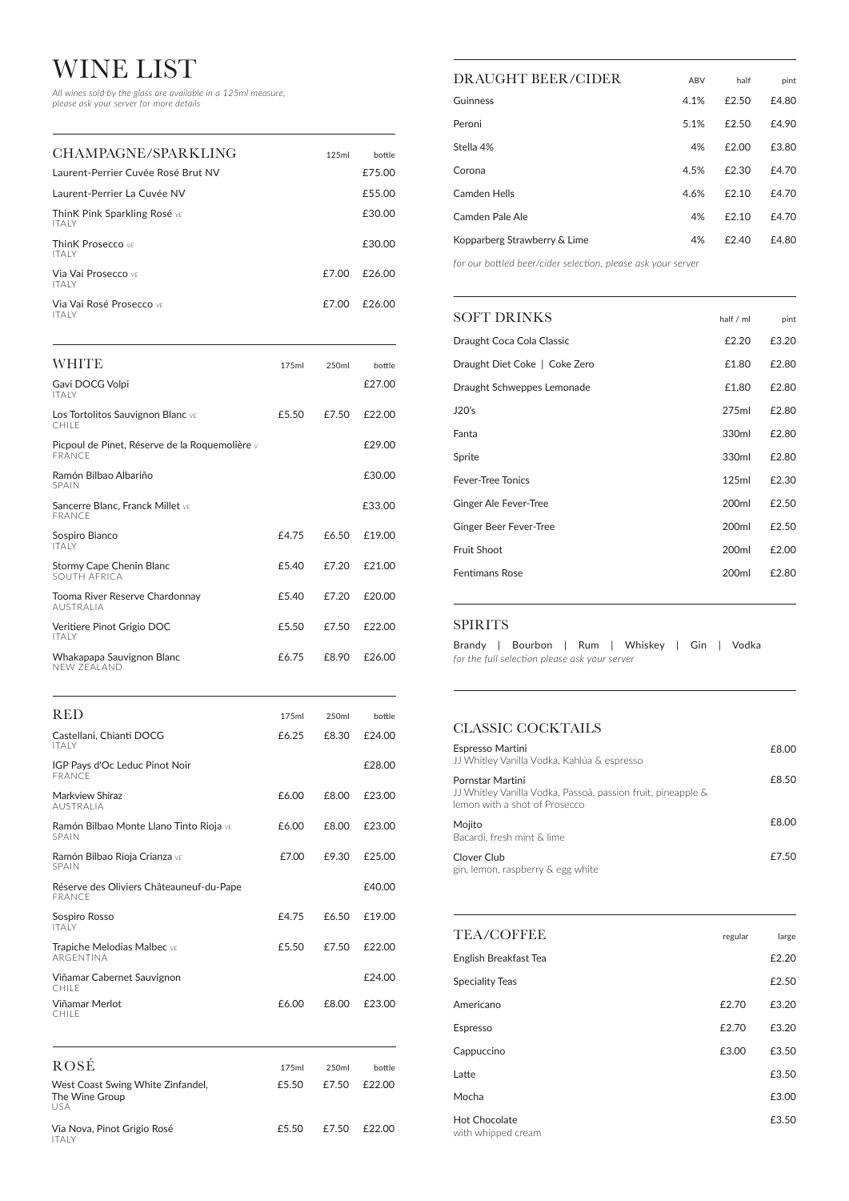# WINE LIST

*All wines sold by the glass are available in a 125ml measure, please ask your server for more details*

## CHAMPAGNE/SPARKLING

| | 125ml | bottle |
|---|---|---|
| Laurent-Perrier Cuvée Rosé Brut NV | | £75.00 |
| Laurent-Perrier La Cuvée NV | | £55.00 |
| ThinK Pink Sparkling Rosé VE<br>ITALY | | £30.00 |
| ThinK Prosecco VE<br>ITALY | | £30.00 |
| Via Vai Prosecco VE<br>ITALY | £7.00 | £26.00 |
| Via Vai Rosé Prosecco VE<br>ITALY | £7.00 | £26.00 |

## WHITE

| | 175ml | 250ml | bottle |
|---|---|---|---|
| Gavi DOCG Volpi<br>ITALY | | | £27.00 |
| Los Tortolitos Sauvignon Blanc VE<br>CHILE | £5.50 | £7.50 | £22.00 |
| Picpoul de Pinet, Réserve de la Roquemolière V<br>FRANCE | | | £29.00 |
| Ramón Bilbao Albariño<br>SPAIN | | | £30.00 |
| Sancerre Blanc, Franck Millet VE<br>FRANCE | | | £33.00 |
| Sospiro Bianco<br>ITALY | £4.75 | £6.50 | £19.00 |
| Stormy Cape Chenin Blanc<br>SOUTH AFRICA | £5.40 | £7.20 | £21.00 |
| Tooma River Reserve Chardonnay<br>AUSTRALIA | £5.40 | £7.20 | £20.00 |
| Veritiere Pinot Grigio DOC<br>ITALY | £5.50 | £7.50 | £22.00 |
| Whakapapa Sauvignon Blanc<br>NEW ZEALAND | £6.75 | £8.90 | £26.00 |

## RED

| | 175ml | 250ml | bottle |
|---|---|---|---|
| Castellani, Chianti DOCG<br>ITALY | £6.25 | £8.30 | £24.00 |
| IGP Pays d'Oc Leduc Pinot Noir<br>FRANCE | | | £28.00 |
| Markview Shiraz<br>AUSTRALIA | £6.00 | £8.00 | £23.00 |
| Ramón Bilbao Monte Llano Tinto Rioja VE<br>SPAIN | £6.00 | £8.00 | £23.00 |
| Ramón Bilbao Rioja Crianza VE<br>SPAIN | £7.00 | £9.30 | £25.00 |
| Réserve des Oliviers Châteauneuf-du-Pape<br>FRANCE | | | £40.00 |
| Sospiro Rosso<br>ITALY | £4.75 | £6.50 | £19.00 |
| Trapiche Melodias Malbec VE<br>ARGENTINA | £5.50 | £7.50 | £22.00 |
| Viñamar Cabernet Sauvignon<br>CHILE | | | £24.00 |
| Viñamar Merlot<br>CHILE | £6.00 | £8.00 | £23.00 |

## ROSÉ

| | 175ml | 250ml | bottle |
|---|---|---|---|
| West Coast Swing White Zinfandel, The Wine Group<br>USA | £5.50 | £7.50 | £22.00 |
| Via Nova, Pinot Grigio Rosé<br>ITALY | £5.50 | £7.50 | £22.00 |

## DRAUGHT BEER/CIDER

| | ABV | half | pint |
|---|---|---|---|
| Guinness | 4.1% | £2.50 | £4.80 |
| Peroni | 5.1% | £2.50 | £4.90 |
| Stella 4% | 4% | £2.00 | £3.80 |
| Corona | 4.5% | £2.30 | £4.70 |
| Camden Hells | 4.6% | £2.10 | £4.70 |
| Camden Pale Ale | 4% | £2.10 | £4.70 |
| Kopparberg Strawberry & Lime | 4% | £2.40 | £4.80 |

*for our bottled beer/cider selection, please ask your server*

## SOFT DRINKS

| | half / ml | pint |
|---|---|---|
| Draught Coca Cola Classic | £2.20 | £3.20 |
| Draught Diet Coke \| Coke Zero | £1.80 | £2.80 |
| Draught Schweppes Lemonade | £1.80 | £2.80 |
| J20's | 275ml | £2.80 |
| Fanta | 330ml | £2.80 |
| Sprite | 330ml | £2.80 |
| Fever-Tree Tonics | 125ml | £2.30 |
| Ginger Ale Fever-Tree | 200ml | £2.50 |
| Ginger Beer Fever-Tree | 200ml | £2.50 |
| Fruit Shoot | 200ml | £2.00 |
| Fentimans Rose | 200ml | £2.80 |

## SPIRITS

Brandy | Bourbon | Rum | Whiskey | Gin | Vodka

*for the full selection please ask your server*

## CLASSIC COCKTAILS

| | |
|---|---|
| Espresso Martini<br>JJ Whitley Vanilla Vodka, Kahlúa & espresso | £8.00 |
| Pornstar Martini<br>JJ Whitley Vanilla Vodka, Passoã, passion fruit, pineapple & lemon with a shot of Prosecco | £8.50 |
| Mojito<br>Bacardi, fresh mint & lime | £8.00 |
| Clover Club<br>gin, lemon, raspberry & egg white | £7.50 |

## TEA/COFFEE

| | regular | large |
|---|---|---|
| English Breakfast Tea | | £2.20 |
| Speciality Teas | | £2.50 |
| Americano | £2.70 | £3.20 |
| Espresso | £2.70 | £3.20 |
| Cappuccino | £3.00 | £3.50 |
| Latte | | £3.50 |
| Mocha | | £3.00 |
| Hot Chocolate<br>with whipped cream | | £3.50 |